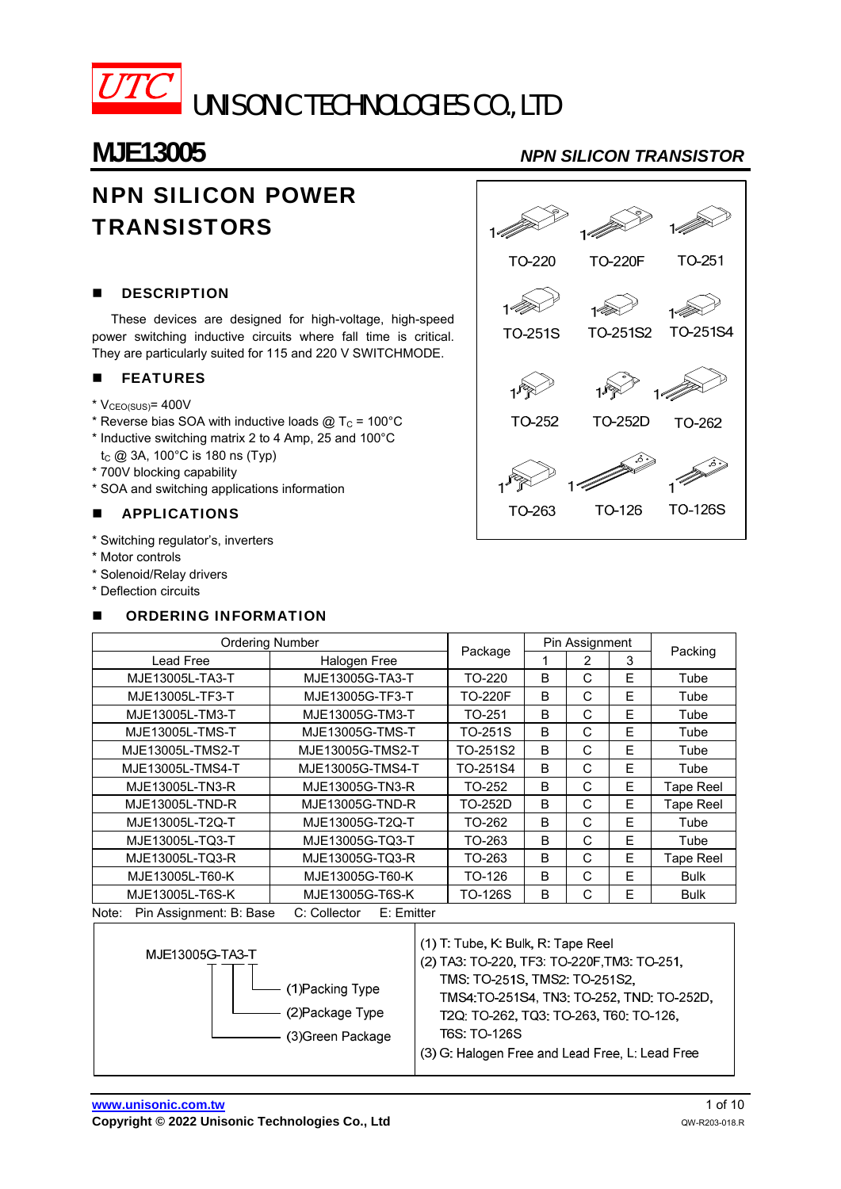UTC UNISONIC TECHNOLOGIES CO., LTD

# MJE13005

*NPN SILICON TRANSISTOR*

## NPN SILICON POWER TRANSISTORS

TO-220, TO-220F, TO-251, TO-251S, TO-251S2, TO-251S4, TO-252, TO-252D, TO-262, TO-263, TO-126, TO-126S

### DESCRIPTION

These devices are designed for high-voltage, high-speed power switching inductive circuits where fall time is critical. They are particularly suited for 115 and 220 V SWITCHMODE.

### FEATURES

* $V_{CEO(SUS)}$= 400V
* Reverse bias SOA with inductive loads @ $T_C$ = 100°C
* Inductive switching matrix 2 to 4 Amp, 25 and 100°C
  $t_C$ @ 3A, 100°C is 180 ns (Typ)
* 700V blocking capability
* SOA and switching applications information

### APPLICATIONS

* Switching regulator's, inverters
* Motor controls
* Solenoid/Relay drivers
* Deflection circuits

### ORDERING INFORMATION

| Ordering Number | | Package | Pin Assignment | | | Packing |
|---|---|---|---|---|---|---|
| Lead Free | Halogen Free | | 1 | 2 | 3 | |
| MJE13005L-TA3-T | MJE13005G-TA3-T | TO-220 | B | C | E | Tube |
| MJE13005L-TF3-T | MJE13005G-TF3-T | TO-220F | B | C | E | Tube |
| MJE13005L-TM3-T | MJE13005G-TM3-T | TO-251 | B | C | E | Tube |
| MJE13005L-TMS-T | MJE13005G-TMS-T | TO-251S | B | C | E | Tube |
| MJE13005L-TMS2-T | MJE13005G-TMS2-T | TO-251S2 | B | C | E | Tube |
| MJE13005L-TMS4-T | MJE13005G-TMS4-T | TO-251S4 | B | C | E | Tube |
| MJE13005L-TN3-R | MJE13005G-TN3-R | TO-252 | B | C | E | Tape Reel |
| MJE13005L-TND-R | MJE13005G-TND-R | TO-252D | B | C | E | Tape Reel |
| MJE13005L-T2Q-T | MJE13005G-T2Q-T | TO-262 | B | C | E | Tube |
| MJE13005L-TQ3-T | MJE13005G-TQ3-T | TO-263 | B | C | E | Tube |
| MJE13005L-TQ3-R | MJE13005G-TQ3-R | TO-263 | B | C | E | Tape Reel |
| MJE13005L-T60-K | MJE13005G-T60-K | TO-126 | B | C | E | Bulk |
| MJE13005L-T6S-K | MJE13005G-T6S-K | TO-126S | B | C | E | Bulk |

Note: Pin Assignment: B: Base C: Collector E: Emitter

MJE13005G-TA3-T
- (1)Packing Type
- (2)Package Type
- (3)Green Package

(1) T: Tube, K: Bulk, R: Tape Reel
(2) TA3: TO-220, TF3: TO-220F,TM3: TO-251, TMS: TO-251S, TMS2: TO-251S2, TMS4:TO-251S4, TN3: TO-252, TND: TO-252D, T2Q: TO-262, TQ3: TO-263, T60: TO-126, T6S: TO-126S
(3) G: Halogen Free and Lead Free, L: Lead Free

www.unisonic.com.tw
Copyright © 2022 Unisonic Technologies Co., Ltd
QW-R203-018.R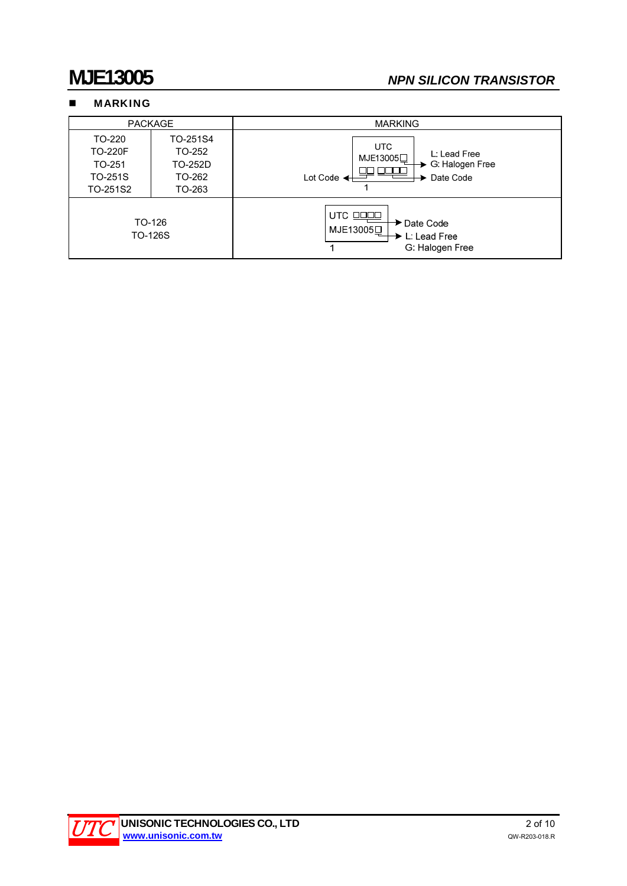## MARKING

| PACKAGE | | MARKING |
|---|---|---|
| TO-220<br>TO-220F<br>TO-251<br>TO-251S<br>TO-251S2 | TO-251S4<br>TO-252<br>TO-252D<br>TO-262<br>TO-263 | UTC<br>MJE13005□ → L: Lead Free, G: Halogen Free<br>□□ □□□□ → Lot Code ← □□, □□□□ → Date Code<br>1 |
| TO-126<br>TO-126S | | UTC □□□□ → Date Code<br>MJE13005□ → L: Lead Free, G: Halogen Free<br>1 |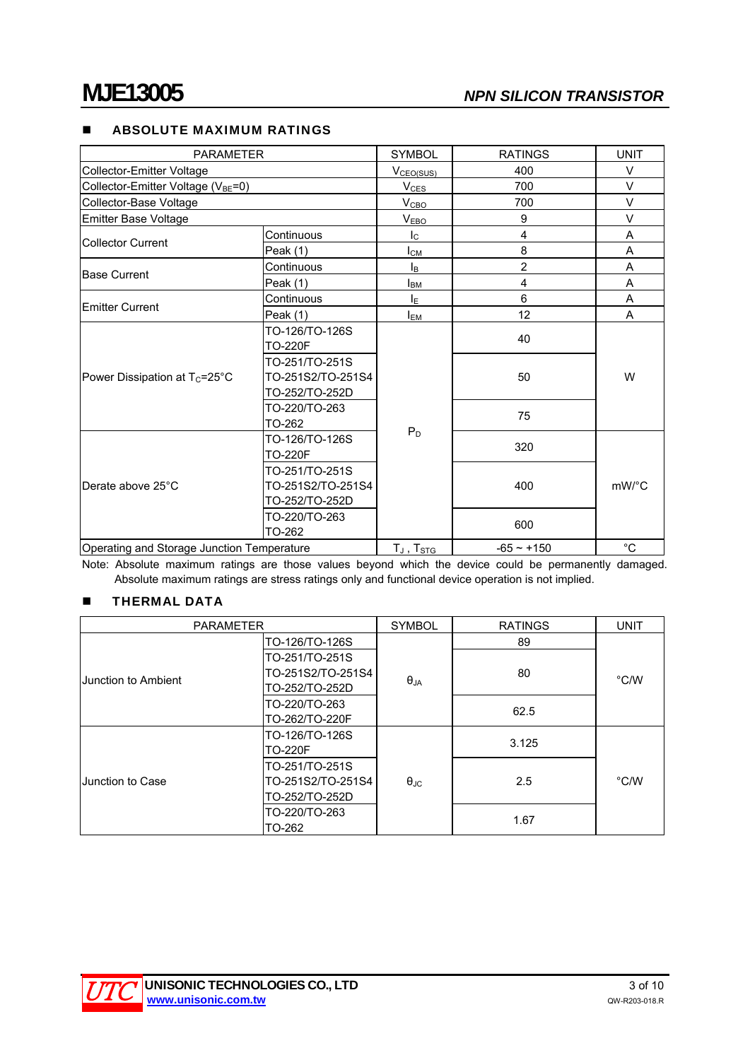## ABSOLUTE MAXIMUM RATINGS

| PARAMETER | | SYMBOL | RATINGS | UNIT |
|---|---|---|---|---|
| Collector-Emitter Voltage | | $V_{CEO(SUS)}$ | 400 | V |
| Collector-Emitter Voltage ($V_{BE}$=0) | | $V_{CES}$ | 700 | V |
| Collector-Base Voltage | | $V_{CBO}$ | 700 | V |
| Emitter Base Voltage | | $V_{EBO}$ | 9 | V |
| Collector Current | Continuous | $I_C$ | 4 | A |
| | Peak (1) | $I_{CM}$ | 8 | A |
| Base Current | Continuous | $I_B$ | 2 | A |
| | Peak (1) | $I_{BM}$ | 4 | A |
| Emitter Current | Continuous | $I_E$ | 6 | A |
| | Peak (1) | $I_{EM}$ | 12 | A |
| Power Dissipation at $T_C$=25°C | TO-126/TO-126S TO-220F | $P_D$ | 40 | W |
| | TO-251/TO-251S TO-251S2/TO-251S4 TO-252/TO-252D | | 50 | |
| | TO-220/TO-263 TO-262 | | 75 | |
| Derate above 25°C | TO-126/TO-126S TO-220F | | 320 | mW/°C |
| | TO-251/TO-251S TO-251S2/TO-251S4 TO-252/TO-252D | | 400 | |
| | TO-220/TO-263 TO-262 | | 600 | |
| Operating and Storage Junction Temperature | | $T_J$ , $T_{STG}$ | -65 ~ +150 | °C |

Note: Absolute maximum ratings are those values beyond which the device could be permanently damaged. Absolute maximum ratings are stress ratings only and functional device operation is not implied.

## THERMAL DATA

| PARAMETER | | SYMBOL | RATINGS | UNIT |
|---|---|---|---|---|
| Junction to Ambient | TO-126/TO-126S | $\theta_{JA}$ | 89 | °C/W |
| | TO-251/TO-251S TO-251S2/TO-251S4 TO-252/TO-252D | | 80 | |
| | TO-220/TO-263 TO-262/TO-220F | | 62.5 | |
| Junction to Case | TO-126/TO-126S TO-220F | $\theta_{JC}$ | 3.125 | °C/W |
| | TO-251/TO-251S TO-251S2/TO-251S4 TO-252/TO-252D | | 2.5 | |
| | TO-220/TO-263 TO-262 | | 1.67 | |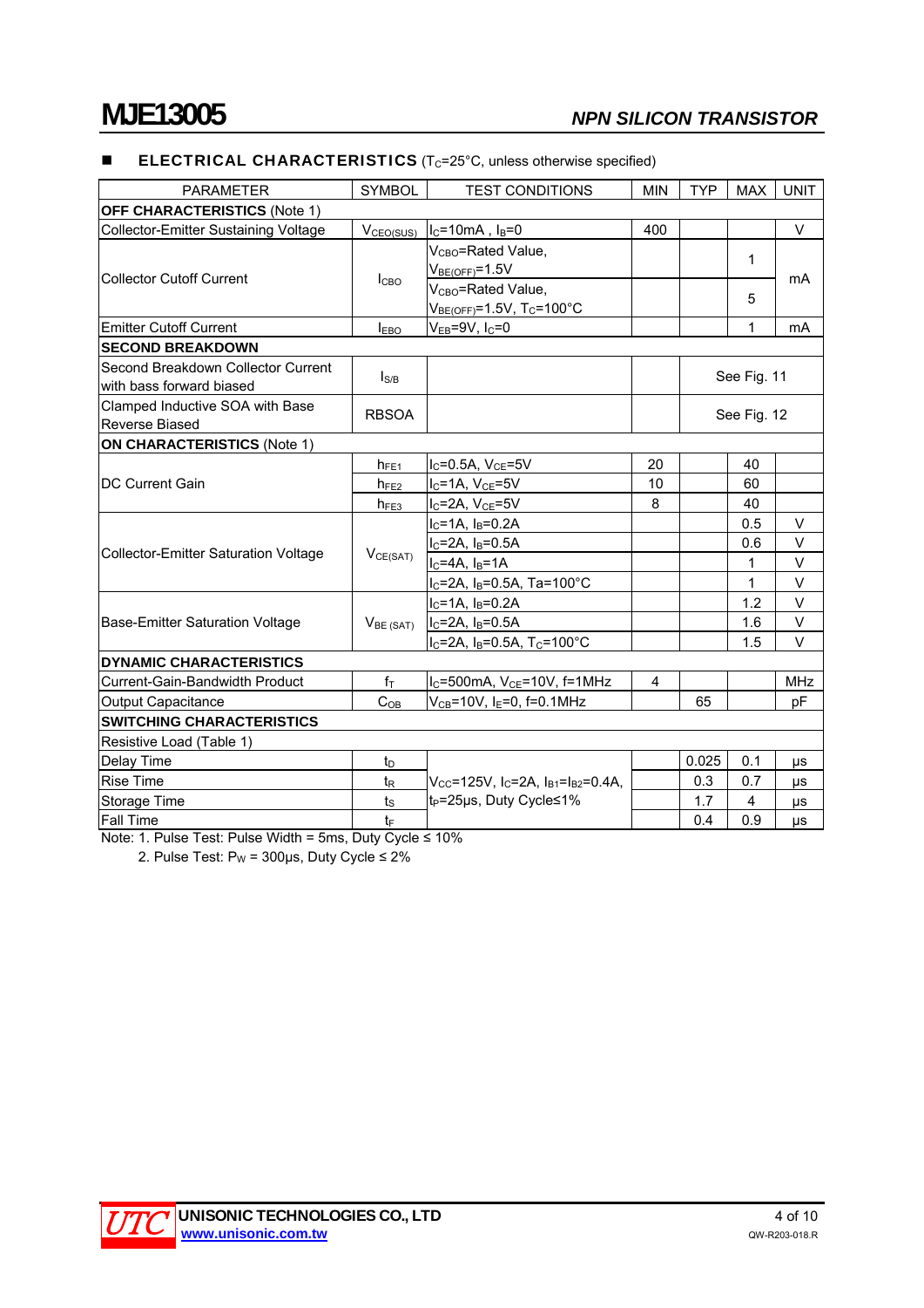## ■ ELECTRICAL CHARACTERISTICS ($T_C$=25°C, unless otherwise specified)

| PARAMETER | SYMBOL | TEST CONDITIONS | MIN | TYP | MAX | UNIT |
|---|---|---|---|---|---|---|
| **OFF CHARACTERISTICS** (Note 1) | | | | | | |
| Collector-Emitter Sustaining Voltage | $V_{CEO(SUS)}$ | $I_C$=10mA , $I_B$=0 | 400 | | | V |
| Collector Cutoff Current | $I_{CBO}$ | $V_{CBO}$=Rated Value, $V_{BE(OFF)}$=1.5V | | | 1 | mA |
| | | $V_{CBO}$=Rated Value, $V_{BE(OFF)}$=1.5V, $T_C$=100°C | | | 5 | mA |
| Emitter Cutoff Current | $I_{EBO}$ | $V_{EB}$=9V, $I_C$=0 | | | 1 | mA |
| **SECOND BREAKDOWN** | | | | | | |
| Second Breakdown Collector Current with bass forward biased | $I_{S/B}$ | | | See Fig. 11 | | |
| Clamped Inductive SOA with Base Reverse Biased | RBSOA | | | See Fig. 12 | | |
| **ON CHARACTERISTICS** (Note 1) | | | | | | |
| DC Current Gain | $h_{FE1}$ | $I_C$=0.5A, $V_{CE}$=5V | 20 | | 40 | |
| | $h_{FE2}$ | $I_C$=1A, $V_{CE}$=5V | 10 | | 60 | |
| | $h_{FE3}$ | $I_C$=2A, $V_{CE}$=5V | 8 | | 40 | |
| Collector-Emitter Saturation Voltage | $V_{CE(SAT)}$ | $I_C$=1A, $I_B$=0.2A | | | 0.5 | V |
| | | $I_C$=2A, $I_B$=0.5A | | | 0.6 | V |
| | | $I_C$=4A, $I_B$=1A | | | 1 | V |
| | | $I_C$=2A, $I_B$=0.5A, Ta=100°C | | | 1 | V |
| Base-Emitter Saturation Voltage | $V_{BE(SAT)}$ | $I_C$=1A, $I_B$=0.2A | | | 1.2 | V |
| | | $I_C$=2A, $I_B$=0.5A | | | 1.6 | V |
| | | $I_C$=2A, $I_B$=0.5A, $T_C$=100°C | | | 1.5 | V |
| **DYNAMIC CHARACTERISTICS** | | | | | | |
| Current-Gain-Bandwidth Product | $f_T$ | $I_C$=500mA, $V_{CE}$=10V, f=1MHz | 4 | | | MHz |
| Output Capacitance | $C_{OB}$ | $V_{CB}$=10V, $I_E$=0, f=0.1MHz | | 65 | | pF |
| **SWITCHING CHARACTERISTICS** | | | | | | |
| Resistive Load (Table 1) | | | | | | |
| Delay Time | $t_D$ | $V_{CC}$=125V, $I_C$=2A, $I_{B1}$=$I_{B2}$=0.4A, $t_P$=25μs, Duty Cycle≤1% | | 0.025 | 0.1 | μs |
| Rise Time | $t_R$ | | | 0.3 | 0.7 | μs |
| Storage Time | $t_S$ | | | 1.7 | 4 | μs |
| Fall Time | $t_F$ | | | 0.4 | 0.9 | μs |

Note: 1. Pulse Test: Pulse Width = 5ms, Duty Cycle ≤ 10%

2. Pulse Test: $P_W$ = 300μs, Duty Cycle ≤ 2%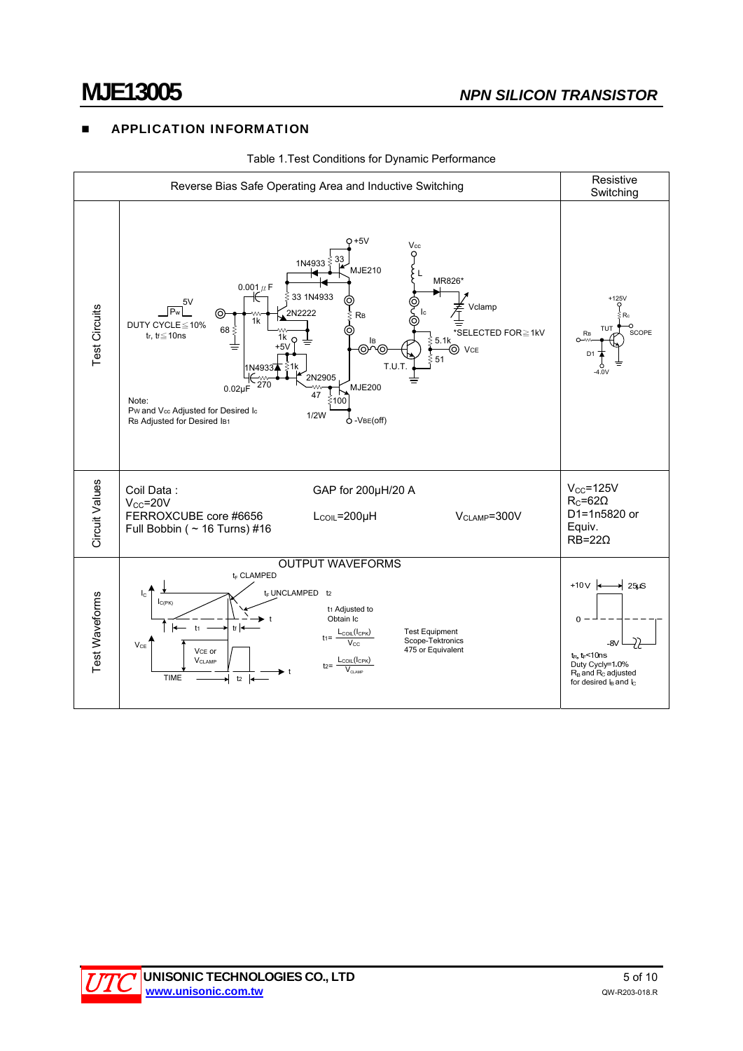## APPLICATION INFORMATION

Table 1.Test Conditions for Dynamic Performance

| | Reverse Bias Safe Operating Area and Inductive Switching | Resistive Switching |
|---|---|---|
| Test Circuits | +5V, 1N4933, 33, MJE210, $V_{CC}$, L, MR826*, 0.001μF, 33 1N4933, 2N2222, 1k, $R_B$, $I_C$, Vclamp, 5V, $P_W$, DUTY CYCLE≦10%, $t_r$, $t_f$≦10ns, 68, 1k, +5V, *SELECTED FOR≧1kV, $I_B$, 5.1k, $V_{CE}$, 51, T.U.T., 1N4933, 1k, 2N2905, 0.02μF, 270, 47, MJE200, 100, 1/2W, $-V_{BE(off)}$<br>Note:<br>$P_W$ and $V_{CC}$ Adjusted for Desired $I_C$<br>$R_B$ Adjusted for Desired $I_{B1}$ | +125V, $R_C$, TUT, SCOPE, $R_B$, D1, -4.0V |
| Circuit Values | Coil Data : GAP for 200μH/20 A<br>$V_{CC}$=20V<br>FERROXCUBE core #6656 $L_{COIL}$=200μH $V_{CLAMP}$=300V<br>Full Bobbin ( ~ 16 Turns) #16 | $V_{CC}$=125V<br>$R_C$=62Ω<br>D1=1n5820 or Equiv.<br>RB=22Ω |
| Test Waveforms | OUTPUT WAVEFORMS<br>$t_F$ CLAMPED, $t_F$ UNCLAMPED ≈ $t_2$, $I_C$, $I_{C(PK)}$, $t_1$, $t_f$, t, $V_{CE}$, $V_{CE}$ or $V_{CLAMP}$, TIME, $t_2$<br>$t_1$ Adjusted to Obtain $I_C$<br>$t_1 = \frac{L_{COIL}(I_{CPK})}{V_{CC}}$<br>$t_2 = \frac{L_{COIL}(I_{CPK})}{V_{CLAMP}}$<br>Test Equipment Scope-Tektronics 475 or Equivalent | +10V, 25μS, 0, -8V<br>$t_R$, $t_F$<10ns<br>Duty Cycly=1.0%<br>$R_B$ and $R_C$ adjusted for desired $I_B$ and $I_C$ |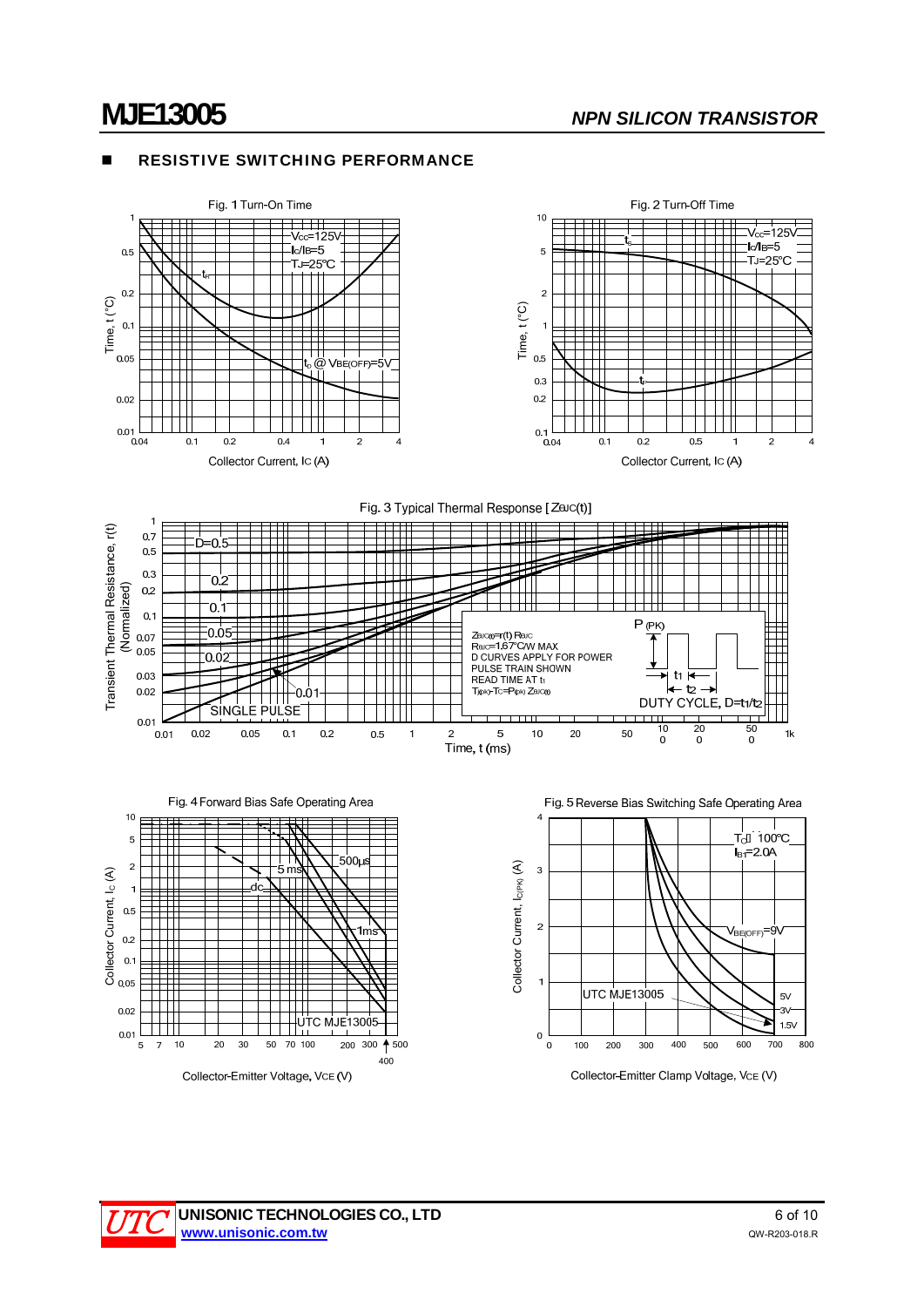## RESISTIVE SWITCHING PERFORMANCE

Fig. 1 Turn-On Time

$V_{CC}$=125V
$I_C/I_B$=5
$T_J$=25°C
$t_r$
$t_d$ @ $V_{BE(OFF)}$=5V

Time, t (°C)

Collector Current, $I_C$ (A)

Fig. 2 Turn-Off Time

$V_{CC}$=125V
$I_C/I_B$=5
$T_J$=25°C
$t_s$
$t_f$

Time, t (°C)

Collector Current, $I_C$ (A)

Fig. 3 Typical Thermal Response [$Z_{θJC}$(t)]

D=0.5
0.2
0.1
0.05
0.02
0.01
SINGLE PULSE

$Z_{θJC(t)}$=r(t) $R_{θJC}$
$R_{θJC}$=1.67°C/W MAX
D CURVES APPLY FOR POWER PULSE TRAIN SHOWN
READ TIME AT $t_1$
$T_{J(pk)}$-$T_C$=$P_{(pk)}$ $Z_{θJC(t)}$

P (PK)
$t_1$
$t_2$
DUTY CYCLE, D=$t_1$/$t_2$

Transient Thermal Resistance, r(t) (Normalized)

Time, t (ms)

Fig. 4 Forward Bias Safe Operating Area

500μs
5 ms
dc
1ms
UTC MJE13005

Collector Current, $I_C$ (A)

Collector-Emitter Voltage, $V_{CE}$ (V)

Fig. 5 Reverse Bias Switching Safe Operating Area

$T_C$ ≤ 100°C
$I_{B1}$=2.0A
$V_{BE(OFF)}$=9V
5V
3V
1.5V
UTC MJE13005

Collector Current, $I_{C(PK)}$ (A)

Collector-Emitter Clamp Voltage, $V_{CE}$ (V)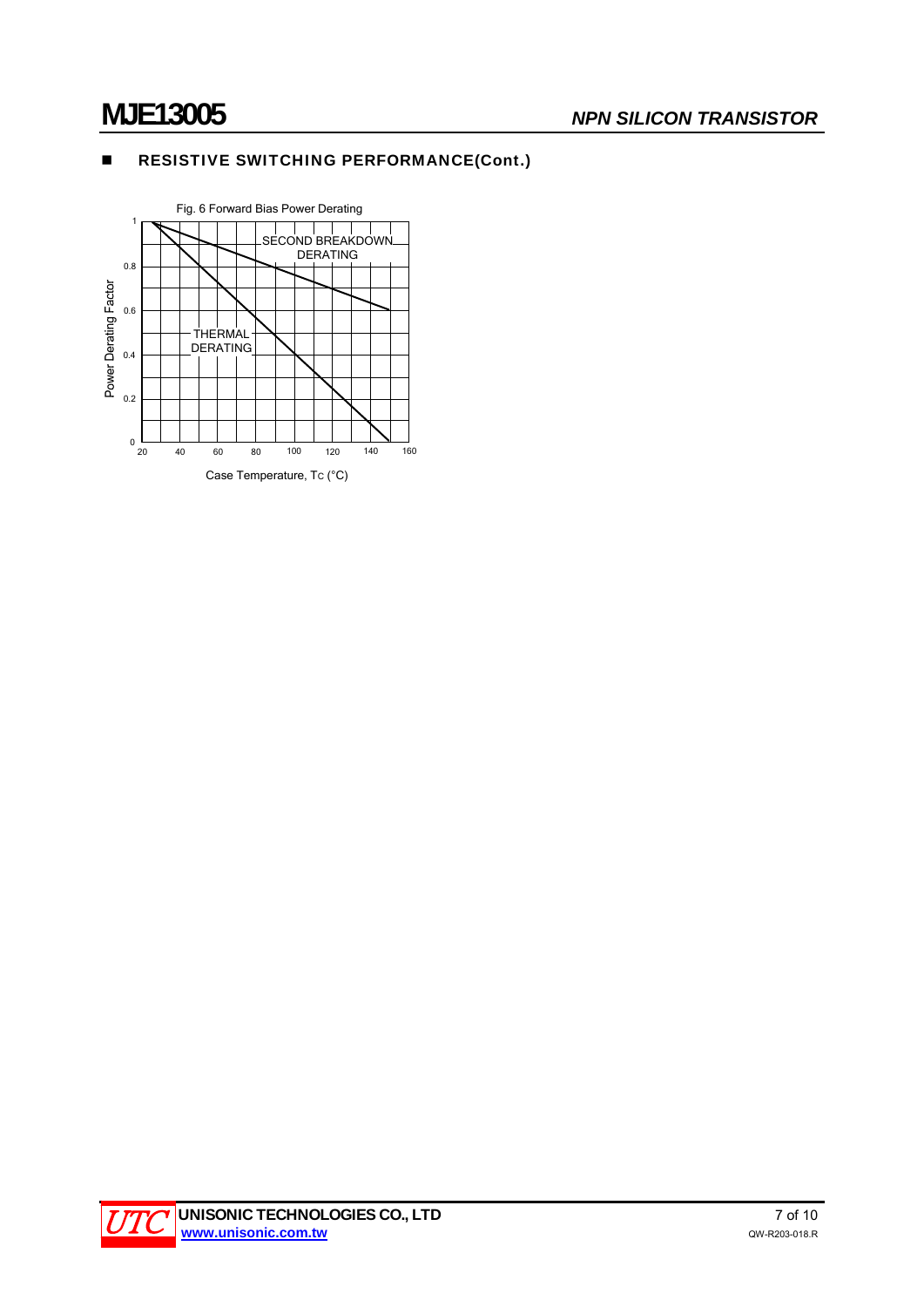## RESISTIVE SWITCHING PERFORMANCE(Cont.)

Fig. 6 Forward Bias Power Derating

SECOND BREAKDOWN DERATING

THERMAL DERATING

Power Derating Factor

Case Temperature, $T_C$ (°C)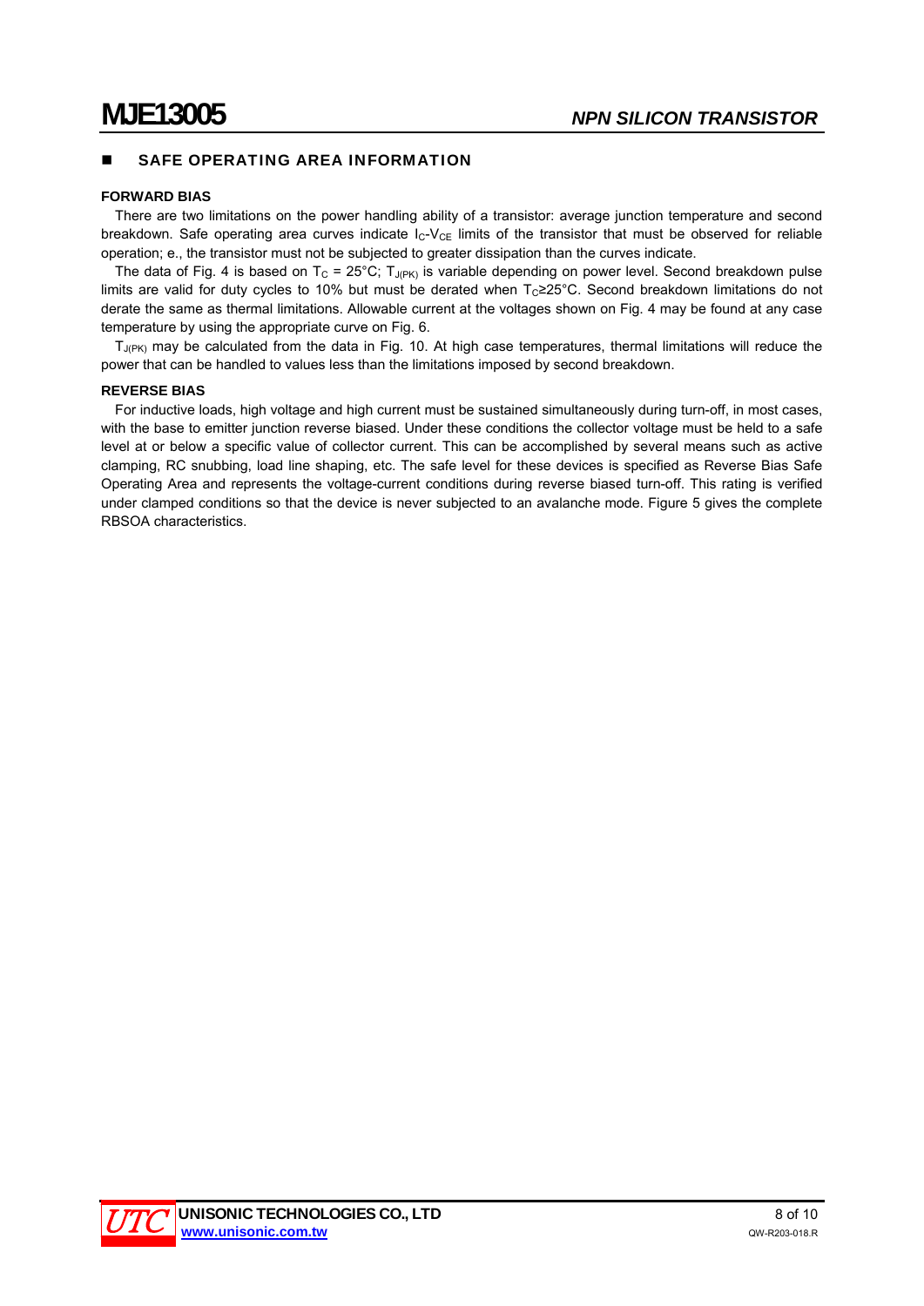## ■ SAFE OPERATING AREA INFORMATION

### FORWARD BIAS

There are two limitations on the power handling ability of a transistor: average junction temperature and second breakdown. Safe operating area curves indicate $I_C$-$V_{CE}$ limits of the transistor that must be observed for reliable operation; e., the transistor must not be subjected to greater dissipation than the curves indicate.

The data of Fig. 4 is based on $T_C$ = 25°C; $T_{J(PK)}$ is variable depending on power level. Second breakdown pulse limits are valid for duty cycles to 10% but must be derated when $T_C$≥25°C. Second breakdown limitations do not derate the same as thermal limitations. Allowable current at the voltages shown on Fig. 4 may be found at any case temperature by using the appropriate curve on Fig. 6.

$T_{J(PK)}$ may be calculated from the data in Fig. 10. At high case temperatures, thermal limitations will reduce the power that can be handled to values less than the limitations imposed by second breakdown.

### REVERSE BIAS

For inductive loads, high voltage and high current must be sustained simultaneously during turn-off, in most cases, with the base to emitter junction reverse biased. Under these conditions the collector voltage must be held to a safe level at or below a specific value of collector current. This can be accomplished by several means such as active clamping, RC snubbing, load line shaping, etc. The safe level for these devices is specified as Reverse Bias Safe Operating Area and represents the voltage-current conditions during reverse biased turn-off. This rating is verified under clamped conditions so that the device is never subjected to an avalanche mode. Figure 5 gives the complete RBSOA characteristics.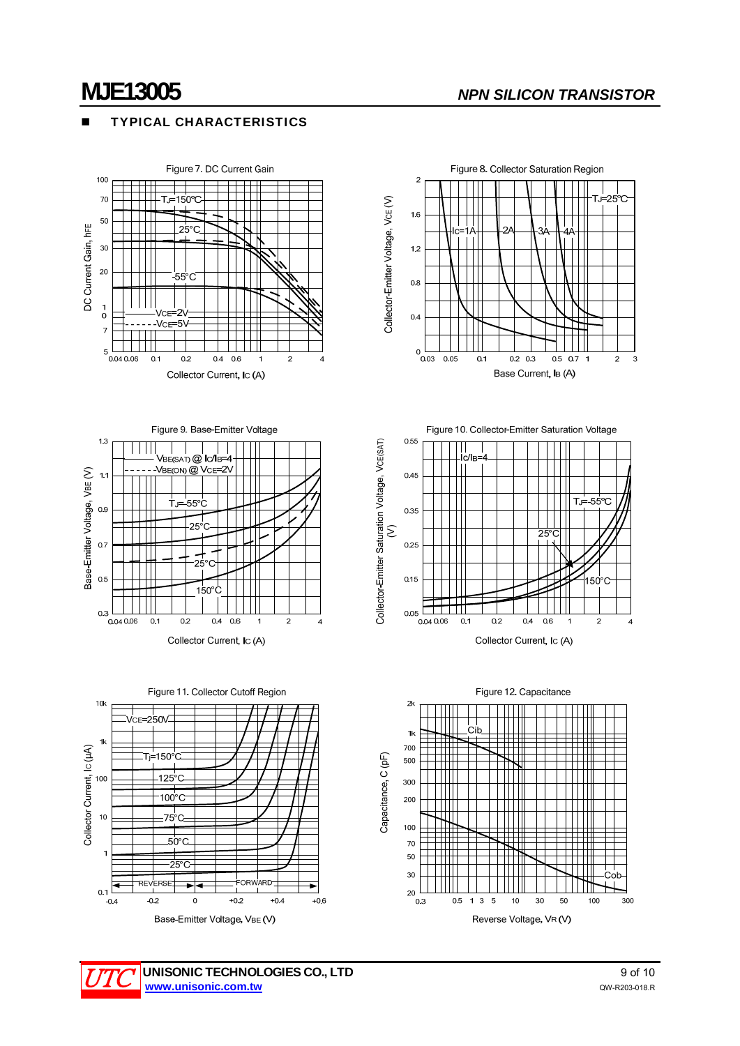## TYPICAL CHARACTERISTICS

Figure 7. DC Current Gain

Figure 8. Collector Saturation Region

Figure 9. Base-Emitter Voltage

Figure 10. Collector-Emitter Saturation Voltage

Figure 11. Collector Cutoff Region

Figure 12. Capacitance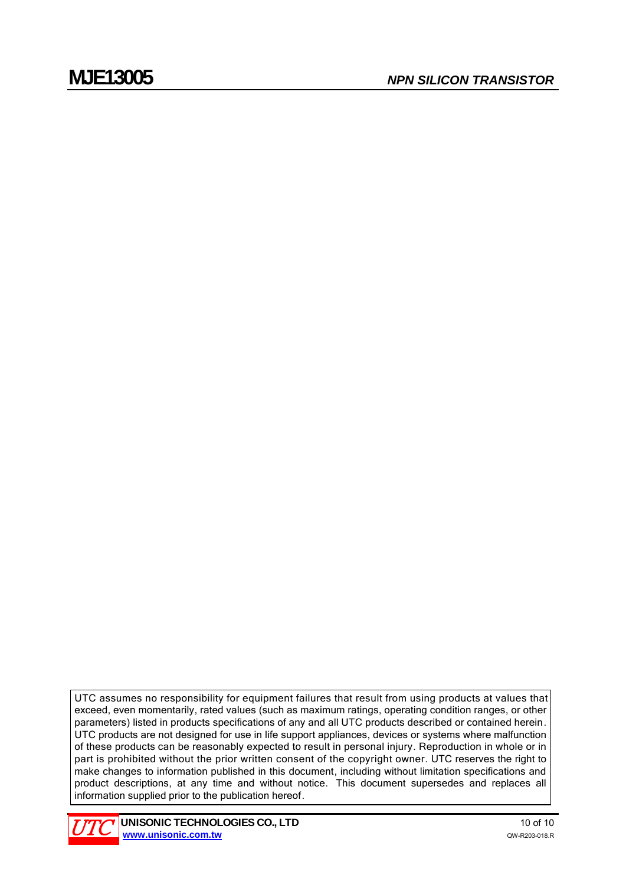UTC assumes no responsibility for equipment failures that result from using products at values that exceed, even momentarily, rated values (such as maximum ratings, operating condition ranges, or other parameters) listed in products specifications of any and all UTC products described or contained herein. UTC products are not designed for use in life support appliances, devices or systems where malfunction of these products can be reasonably expected to result in personal injury. Reproduction in whole or in part is prohibited without the prior written consent of the copyright owner. UTC reserves the right to make changes to information published in this document, including without limitation specifications and product descriptions, at any time and without notice. This document supersedes and replaces all information supplied prior to the publication hereof.